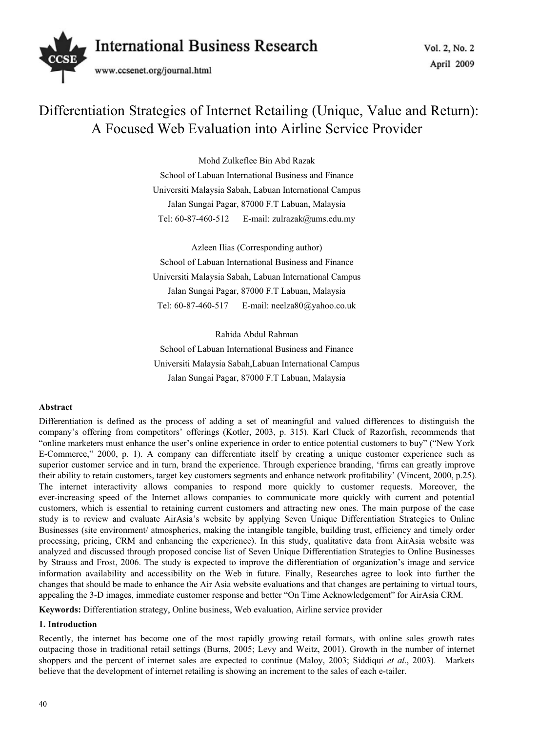# Differentiation Strategies of Internet Retailing (Unique, Value and Return): A Focused Web Evaluation into Airline Service Provider

Mohd Zulkeflee Bin Abd Razak

School of Labuan International Business and Finance

Universiti Malaysia Sabah, Labuan International Campus

Jalan Sungai Pagar, 87000 F.T Labuan, Malaysia

Tel: 60-87-460-512 E-mail: zulrazak@ums.edu.my

Azleen Ilias (Corresponding author)

School of Labuan International Business and Finance

Universiti Malaysia Sabah, Labuan International Campus

Jalan Sungai Pagar, 87000 F.T Labuan, Malaysia

Tel: 60-87-460-517 E-mail: neelza80@yahoo.co.uk

Rahida Abdul Rahman

School of Labuan International Business and Finance

Universiti Malaysia Sabah,Labuan International Campus

Jalan Sungai Pagar, 87000 F.T Labuan, Malaysia

**Abstract**

Differentiation is defined as the process of adding a set of meaningful and valued differences to distinguish the company's offering from competitors' offerings (Kotler, 2003, p. 315). Karl Cluck of Razorfish, recommends that "online marketers must enhance the user's online experience in order to entice potential customers to buy" ("New York E-Commerce," 2000, p. 1). A company can differentiate itself by creating a unique customer experience such as superior customer service and in turn, brand the experience. Through experience branding, 'firms can greatly improve their ability to retain customers, target key customers segments and enhance network profitability' (Vincent, 2000, p.25). The internet interactivity allows companies to respond more quickly to customer requests. Moreover, the ever-increasing speed of the Internet allows companies to communicate more quickly with current and potential customers, which is essential to retaining current customers and attracting new ones. The main purpose of the case study is to review and evaluate AirAsia's website by applying Seven Unique Differentiation Strategies to Online Businesses (site environment/ atmospherics, making the intangible tangible, building trust, efficiency and timely order processing, pricing, CRM and enhancing the experience). In this study, qualitative data from AirAsia website was analyzed and discussed through proposed concise list of Seven Unique Differentiation Strategies to Online Businesses by Strauss and Frost, 2006. The study is expected to improve the differentiation of organization's image and service information availability and accessibility on the Web in future. Finally, Researches agree to look into further the changes that should be made to enhance the Air Asia website evaluations and that changes are pertaining to virtual tours, appealing the 3-D images, immediate customer response and better "On Time Acknowledgement" for AirAsia CRM.

**Keywords:** Differentiation strategy, Online business, Web evaluation, Airline service provider

## 1. Introduction

Recently, the internet has become one of the most rapidly growing retail formats, with online sales growth rates outpacing those in traditional retail settings (Burns, 2005; Levy and Weitz, 2001). Growth in the number of internet shoppers and the percent of internet sales are expected to continue (Maloy, 2003; Siddiqui *et al*., 2003). Markets believe that the development of internet retailing is showing an increment to the sales of each e-tailer.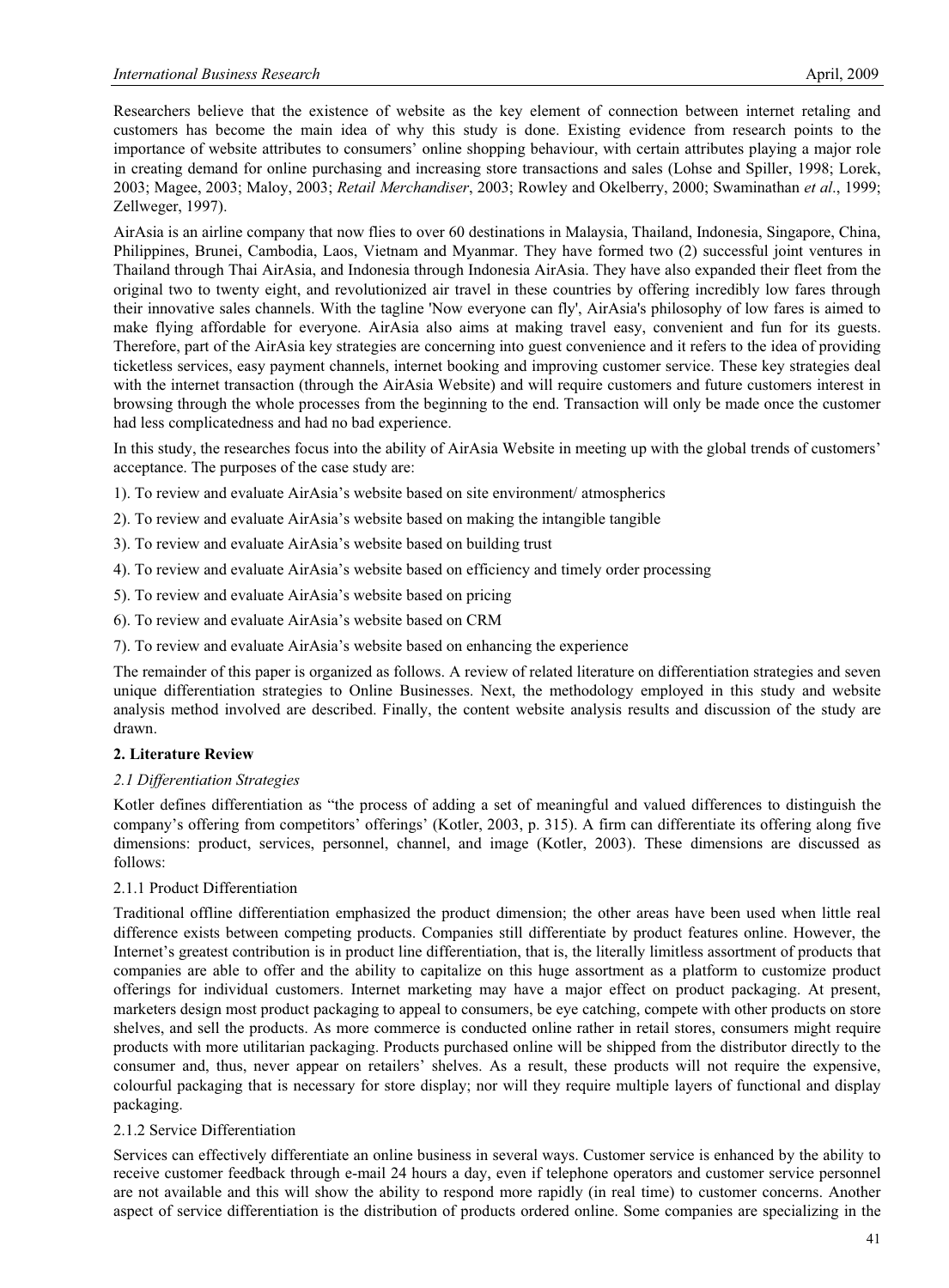Researchers believe that the existence of website as the key element of connection between internet retaling and customers has become the main idea of why this study is done. Existing evidence from research points to the importance of website attributes to consumers' online shopping behaviour, with certain attributes playing a major role in creating demand for online purchasing and increasing store transactions and sales (Lohse and Spiller, 1998; Lorek, 2003; Magee, 2003; Maloy, 2003; *Retail Merchandiser*, 2003; Rowley and Okelberry, 2000; Swaminathan *et al*., 1999; Zellweger, 1997).

AirAsia is an airline company that now flies to over 60 destinations in Malaysia, Thailand, Indonesia, Singapore, China, Philippines, Brunei, Cambodia, Laos, Vietnam and Myanmar. They have formed two (2) successful joint ventures in Thailand through Thai AirAsia, and Indonesia through Indonesia AirAsia. They have also expanded their fleet from the original two to twenty eight, and revolutionized air travel in these countries by offering incredibly low fares through their innovative sales channels. With the tagline 'Now everyone can fly', AirAsia's philosophy of low fares is aimed to make flying affordable for everyone. AirAsia also aims at making travel easy, convenient and fun for its guests. Therefore, part of the AirAsia key strategies are concerning into guest convenience and it refers to the idea of providing ticketless services, easy payment channels, internet booking and improving customer service. These key strategies deal with the internet transaction (through the AirAsia Website) and will require customers and future customers interest in browsing through the whole processes from the beginning to the end. Transaction will only be made once the customer had less complicatedness and had no bad experience.

In this study, the researches focus into the ability of AirAsia Website in meeting up with the global trends of customers' acceptance. The purposes of the case study are:

1). To review and evaluate AirAsia's website based on site environment/ atmospherics

2). To review and evaluate AirAsia's website based on making the intangible tangible

3). To review and evaluate AirAsia's website based on building trust

4). To review and evaluate AirAsia's website based on efficiency and timely order processing

5). To review and evaluate AirAsia's website based on pricing

6). To review and evaluate AirAsia's website based on CRM

7). To review and evaluate AirAsia's website based on enhancing the experience

The remainder of this paper is organized as follows. A review of related literature on differentiation strategies and seven unique differentiation strategies to Online Businesses. Next, the methodology employed in this study and website analysis method involved are described. Finally, the content website analysis results and discussion of the study are drawn.

## 2. Literature Review

### *2.1 Differentiation Strategies*

Kotler defines differentiation as "the process of adding a set of meaningful and valued differences to distinguish the company's offering from competitors' offerings' (Kotler, 2003, p. 315). A firm can differentiate its offering along five dimensions: product, services, personnel, channel, and image (Kotler, 2003). These dimensions are discussed as follows:

#### 2.1.1 Product Differentiation

Traditional offline differentiation emphasized the product dimension; the other areas have been used when little real difference exists between competing products. Companies still differentiate by product features online. However, the Internet's greatest contribution is in product line differentiation, that is, the literally limitless assortment of products that companies are able to offer and the ability to capitalize on this huge assortment as a platform to customize product offerings for individual customers. Internet marketing may have a major effect on product packaging. At present, marketers design most product packaging to appeal to consumers, be eye catching, compete with other products on store shelves, and sell the products. As more commerce is conducted online rather in retail stores, consumers might require products with more utilitarian packaging. Products purchased online will be shipped from the distributor directly to the consumer and, thus, never appear on retailers' shelves. As a result, these products will not require the expensive, colourful packaging that is necessary for store display; nor will they require multiple layers of functional and display packaging.

#### 2.1.2 Service Differentiation

Services can effectively differentiate an online business in several ways. Customer service is enhanced by the ability to receive customer feedback through e-mail 24 hours a day, even if telephone operators and customer service personnel are not available and this will show the ability to respond more rapidly (in real time) to customer concerns. Another aspect of service differentiation is the distribution of products ordered online. Some companies are specializing in the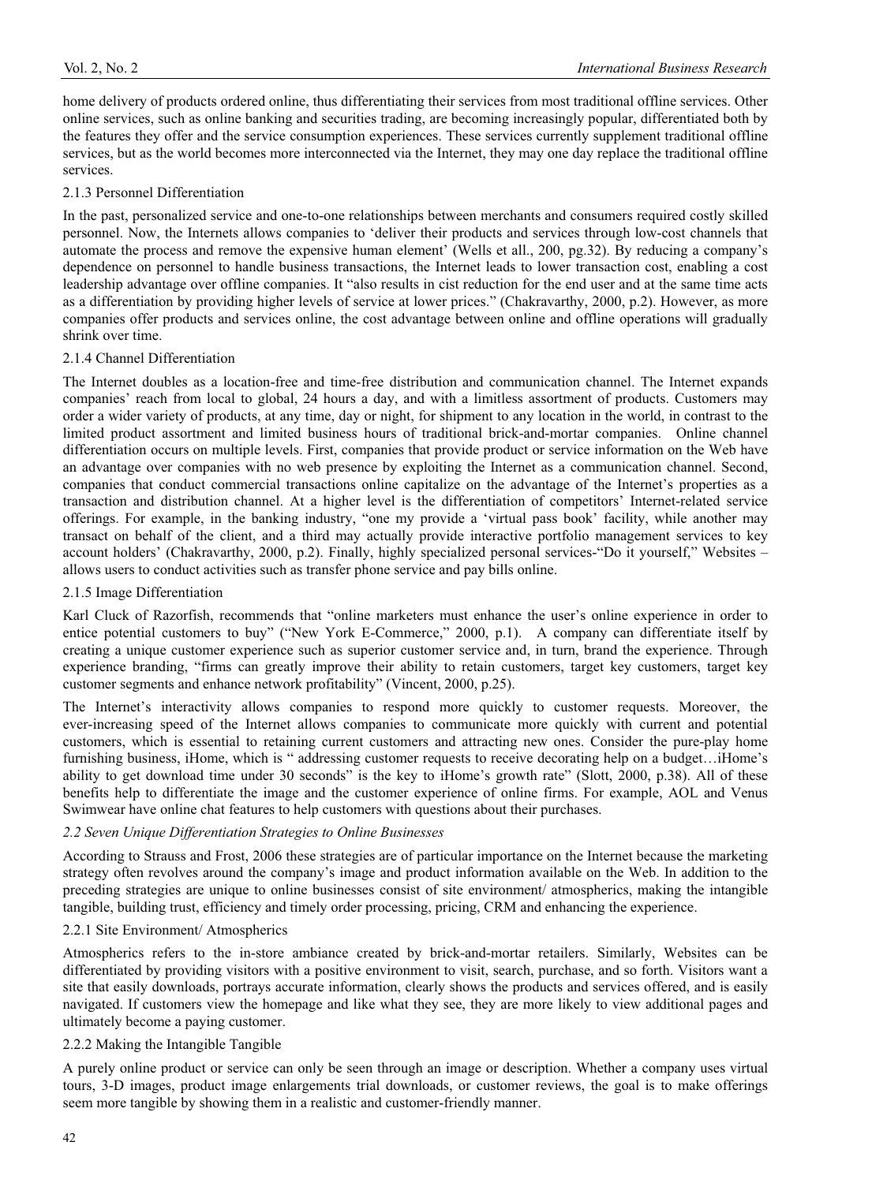home delivery of products ordered online, thus differentiating their services from most traditional offline services. Other online services, such as online banking and securities trading, are becoming increasingly popular, differentiated both by the features they offer and the service consumption experiences. These services currently supplement traditional offline services, but as the world becomes more interconnected via the Internet, they may one day replace the traditional offline services.

#### 2.1.3 Personnel Differentiation

In the past, personalized service and one-to-one relationships between merchants and consumers required costly skilled personnel. Now, the Internets allows companies to 'deliver their products and services through low-cost channels that automate the process and remove the expensive human element' (Wells et all., 200, pg.32). By reducing a company's dependence on personnel to handle business transactions, the Internet leads to lower transaction cost, enabling a cost leadership advantage over offline companies. It "also results in cist reduction for the end user and at the same time acts as a differentiation by providing higher levels of service at lower prices." (Chakravarthy, 2000, p.2). However, as more companies offer products and services online, the cost advantage between online and offline operations will gradually shrink over time.

#### 2.1.4 Channel Differentiation

The Internet doubles as a location-free and time-free distribution and communication channel. The Internet expands companies' reach from local to global, 24 hours a day, and with a limitless assortment of products. Customers may order a wider variety of products, at any time, day or night, for shipment to any location in the world, in contrast to the limited product assortment and limited business hours of traditional brick-and-mortar companies. Online channel differentiation occurs on multiple levels. First, companies that provide product or service information on the Web have an advantage over companies with no web presence by exploiting the Internet as a communication channel. Second, companies that conduct commercial transactions online capitalize on the advantage of the Internet's properties as a transaction and distribution channel. At a higher level is the differentiation of competitors' Internet-related service offerings. For example, in the banking industry, "one my provide a 'virtual pass book' facility, while another may transact on behalf of the client, and a third may actually provide interactive portfolio management services to key account holders' (Chakravarthy, 2000, p.2). Finally, highly specialized personal services-"Do it yourself," Websites – allows users to conduct activities such as transfer phone service and pay bills online.

#### 2.1.5 Image Differentiation

Karl Cluck of Razorfish, recommends that "online marketers must enhance the user's online experience in order to entice potential customers to buy" ("New York E-Commerce," 2000, p.1). A company can differentiate itself by creating a unique customer experience such as superior customer service and, in turn, brand the experience. Through experience branding, "firms can greatly improve their ability to retain customers, target key customers, target key customer segments and enhance network profitability" (Vincent, 2000, p.25).

The Internet's interactivity allows companies to respond more quickly to customer requests. Moreover, the ever-increasing speed of the Internet allows companies to communicate more quickly with current and potential customers, which is essential to retaining current customers and attracting new ones. Consider the pure-play home furnishing business, iHome, which is " addressing customer requests to receive decorating help on a budget…iHome's ability to get download time under 30 seconds" is the key to iHome's growth rate" (Slott, 2000, p.38). All of these benefits help to differentiate the image and the customer experience of online firms. For example, AOL and Venus Swimwear have online chat features to help customers with questions about their purchases.

### *2.2 Seven Unique Differentiation Strategies to Online Businesses*

According to Strauss and Frost, 2006 these strategies are of particular importance on the Internet because the marketing strategy often revolves around the company's image and product information available on the Web. In addition to the preceding strategies are unique to online businesses consist of site environment/ atmospherics, making the intangible tangible, building trust, efficiency and timely order processing, pricing, CRM and enhancing the experience.

#### 2.2.1 Site Environment/ Atmospherics

Atmospherics refers to the in-store ambiance created by brick-and-mortar retailers. Similarly, Websites can be differentiated by providing visitors with a positive environment to visit, search, purchase, and so forth. Visitors want a site that easily downloads, portrays accurate information, clearly shows the products and services offered, and is easily navigated. If customers view the homepage and like what they see, they are more likely to view additional pages and ultimately become a paying customer.

#### 2.2.2 Making the Intangible Tangible

A purely online product or service can only be seen through an image or description. Whether a company uses virtual tours, 3-D images, product image enlargements trial downloads, or customer reviews, the goal is to make offerings seem more tangible by showing them in a realistic and customer-friendly manner.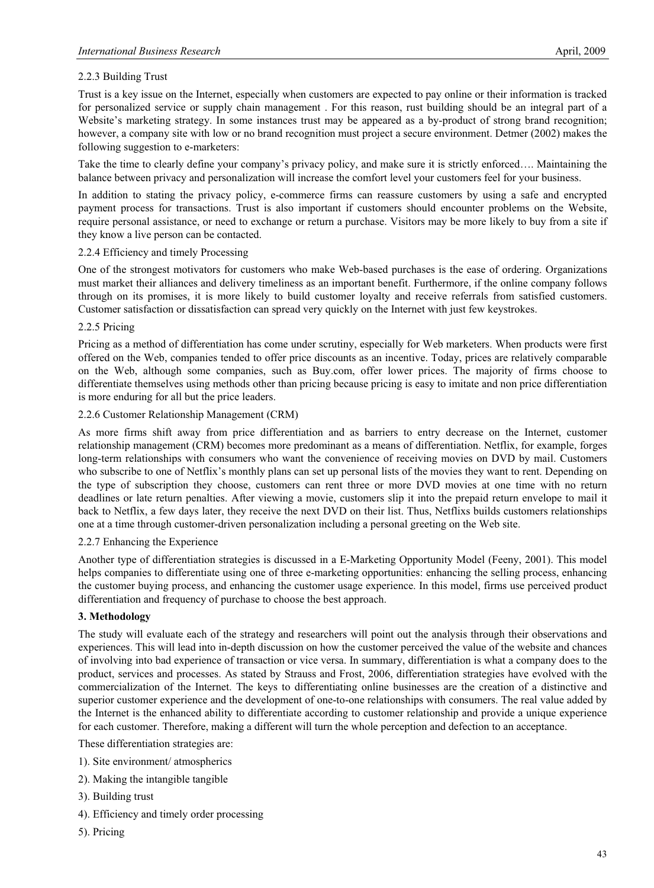#### 2.2.3 Building Trust

Trust is a key issue on the Internet, especially when customers are expected to pay online or their information is tracked for personalized service or supply chain management . For this reason, rust building should be an integral part of a Website's marketing strategy. In some instances trust may be appeared as a by-product of strong brand recognition; however, a company site with low or no brand recognition must project a secure environment. Detmer (2002) makes the following suggestion to e-marketers:

Take the time to clearly define your company's privacy policy, and make sure it is strictly enforced…. Maintaining the balance between privacy and personalization will increase the comfort level your customers feel for your business.

In addition to stating the privacy policy, e-commerce firms can reassure customers by using a safe and encrypted payment process for transactions. Trust is also important if customers should encounter problems on the Website, require personal assistance, or need to exchange or return a purchase. Visitors may be more likely to buy from a site if they know a live person can be contacted.

#### 2.2.4 Efficiency and timely Processing

One of the strongest motivators for customers who make Web-based purchases is the ease of ordering. Organizations must market their alliances and delivery timeliness as an important benefit. Furthermore, if the online company follows through on its promises, it is more likely to build customer loyalty and receive referrals from satisfied customers. Customer satisfaction or dissatisfaction can spread very quickly on the Internet with just few keystrokes.

#### 2.2.5 Pricing

Pricing as a method of differentiation has come under scrutiny, especially for Web marketers. When products were first offered on the Web, companies tended to offer price discounts as an incentive. Today, prices are relatively comparable on the Web, although some companies, such as Buy.com, offer lower prices. The majority of firms choose to differentiate themselves using methods other than pricing because pricing is easy to imitate and non price differentiation is more enduring for all but the price leaders.

#### 2.2.6 Customer Relationship Management (CRM)

As more firms shift away from price differentiation and as barriers to entry decrease on the Internet, customer relationship management (CRM) becomes more predominant as a means of differentiation. Netflix, for example, forges long-term relationships with consumers who want the convenience of receiving movies on DVD by mail. Customers who subscribe to one of Netflix's monthly plans can set up personal lists of the movies they want to rent. Depending on the type of subscription they choose, customers can rent three or more DVD movies at one time with no return deadlines or late return penalties. After viewing a movie, customers slip it into the prepaid return envelope to mail it back to Netflix, a few days later, they receive the next DVD on their list. Thus, Netflixs builds customers relationships one at a time through customer-driven personalization including a personal greeting on the Web site.

#### 2.2.7 Enhancing the Experience

Another type of differentiation strategies is discussed in a E-Marketing Opportunity Model (Feeny, 2001). This model helps companies to differentiate using one of three e-marketing opportunities: enhancing the selling process, enhancing the customer buying process, and enhancing the customer usage experience. In this model, firms use perceived product differentiation and frequency of purchase to choose the best approach.

## 3. Methodology

The study will evaluate each of the strategy and researchers will point out the analysis through their observations and experiences. This will lead into in-depth discussion on how the customer perceived the value of the website and chances of involving into bad experience of transaction or vice versa. In summary, differentiation is what a company does to the product, services and processes. As stated by Strauss and Frost, 2006, differentiation strategies have evolved with the commercialization of the Internet. The keys to differentiating online businesses are the creation of a distinctive and superior customer experience and the development of one-to-one relationships with consumers. The real value added by the Internet is the enhanced ability to differentiate according to customer relationship and provide a unique experience for each customer. Therefore, making a different will turn the whole perception and defection to an acceptance.

These differentiation strategies are:

1). Site environment/ atmospherics

2). Making the intangible tangible

3). Building trust

4). Efficiency and timely order processing

5). Pricing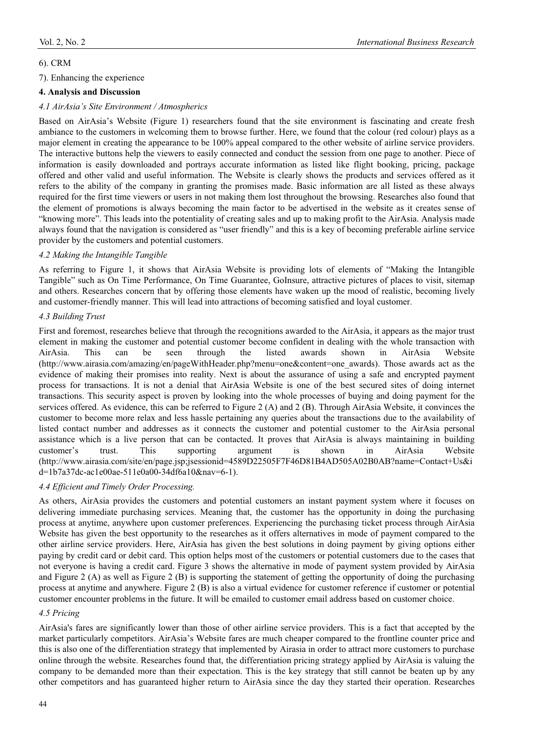6). CRM

7). Enhancing the experience

**4. Analysis and Discussion**

*4.1 AirAsia's Site Environment / Atmospherics*

Based on AirAsia's Website (Figure 1) researchers found that the site environment is fascinating and create fresh ambiance to the customers in welcoming them to browse further. Here, we found that the colour (red colour) plays as a major element in creating the appearance to be 100% appeal compared to the other website of airline service providers. The interactive buttons help the viewers to easily connected and conduct the session from one page to another. Piece of information is easily downloaded and portrays accurate information as listed like flight booking, pricing, package offered and other valid and useful information. The Website is clearly shows the products and services offered as it refers to the ability of the company in granting the promises made. Basic information are all listed as these always required for the first time viewers or users in not making them lost throughout the browsing. Researches also found that the element of promotions is always becoming the main factor to be advertised in the website as it creates sense of "knowing more". This leads into the potentiality of creating sales and up to making profit to the AirAsia. Analysis made always found that the navigation is considered as "user friendly" and this is a key of becoming preferable airline service provider by the customers and potential customers.

*4.2 Making the Intangible Tangible*

As referring to Figure 1, it shows that AirAsia Website is providing lots of elements of "Making the Intangible Tangible" such as On Time Performance, On Time Guarantee, GoInsure, attractive pictures of places to visit, sitemap and others. Researches concern that by offering those elements have waken up the mood of realistic, becoming lively and customer-friendly manner. This will lead into attractions of becoming satisfied and loyal customer.

*4.3 Building Trust*

First and foremost, researches believe that through the recognitions awarded to the AirAsia, it appears as the major trust element in making the customer and potential customer become confident in dealing with the whole transaction with AirAsia. This can be seen through the listed awards shown in AirAsia Website (http://www.airasia.com/amazing/en/pageWithHeader.php?menu=one&content=one_awards). Those awards act as the evidence of making their promises into reality. Next is about the assurance of using a safe and encrypted payment process for transactions. It is not a denial that AirAsia Website is one of the best secured sites of doing internet transactions. This security aspect is proven by looking into the whole processes of buying and doing payment for the services offered. As evidence, this can be referred to Figure 2 (A) and 2 (B). Through AirAsia Website, it convinces the customer to become more relax and less hassle pertaining any queries about the transactions due to the availability of listed contact number and addresses as it connects the customer and potential customer to the AirAsia personal assistance which is a live person that can be contacted. It proves that AirAsia is always maintaining in building customer's trust. This supporting argument is shown in AirAsia Website (http://www.airasia.com/site/en/page.jsp;jsessionid=4589D22505F7F46D81B4AD505A02B0AB?name=Contact+Us&id=1b7a37dc-ac1e00ae-511e0a00-34df6a10&nav=6-1).

*4.4 Efficient and Timely Order Processing.*

As others, AirAsia provides the customers and potential customers an instant payment system where it focuses on delivering immediate purchasing services. Meaning that, the customer has the opportunity in doing the purchasing process at anytime, anywhere upon customer preferences. Experiencing the purchasing ticket process through AirAsia Website has given the best opportunity to the researches as it offers alternatives in mode of payment compared to the other airline service providers. Here, AirAsia has given the best solutions in doing payment by giving options either paying by credit card or debit card. This option helps most of the customers or potential customers due to the cases that not everyone is having a credit card. Figure 3 shows the alternative in mode of payment system provided by AirAsia and Figure 2 (A) as well as Figure 2 (B) is supporting the statement of getting the opportunity of doing the purchasing process at anytime and anywhere. Figure 2 (B) is also a virtual evidence for customer reference if customer or potential customer encounter problems in the future. It will be emailed to customer email address based on customer choice.

*4.5 Pricing*

AirAsia's fares are significantly lower than those of other airline service providers. This is a fact that accepted by the market particularly competitors. AirAsia's Website fares are much cheaper compared to the frontline counter price and this is also one of the differentiation strategy that implemented by Airasia in order to attract more customers to purchase online through the website. Researches found that, the differentiation pricing strategy applied by AirAsia is valuing the company to be demanded more than their expectation. This is the key strategy that still cannot be beaten up by any other competitors and has guaranteed higher return to AirAsia since the day they started their operation. Researches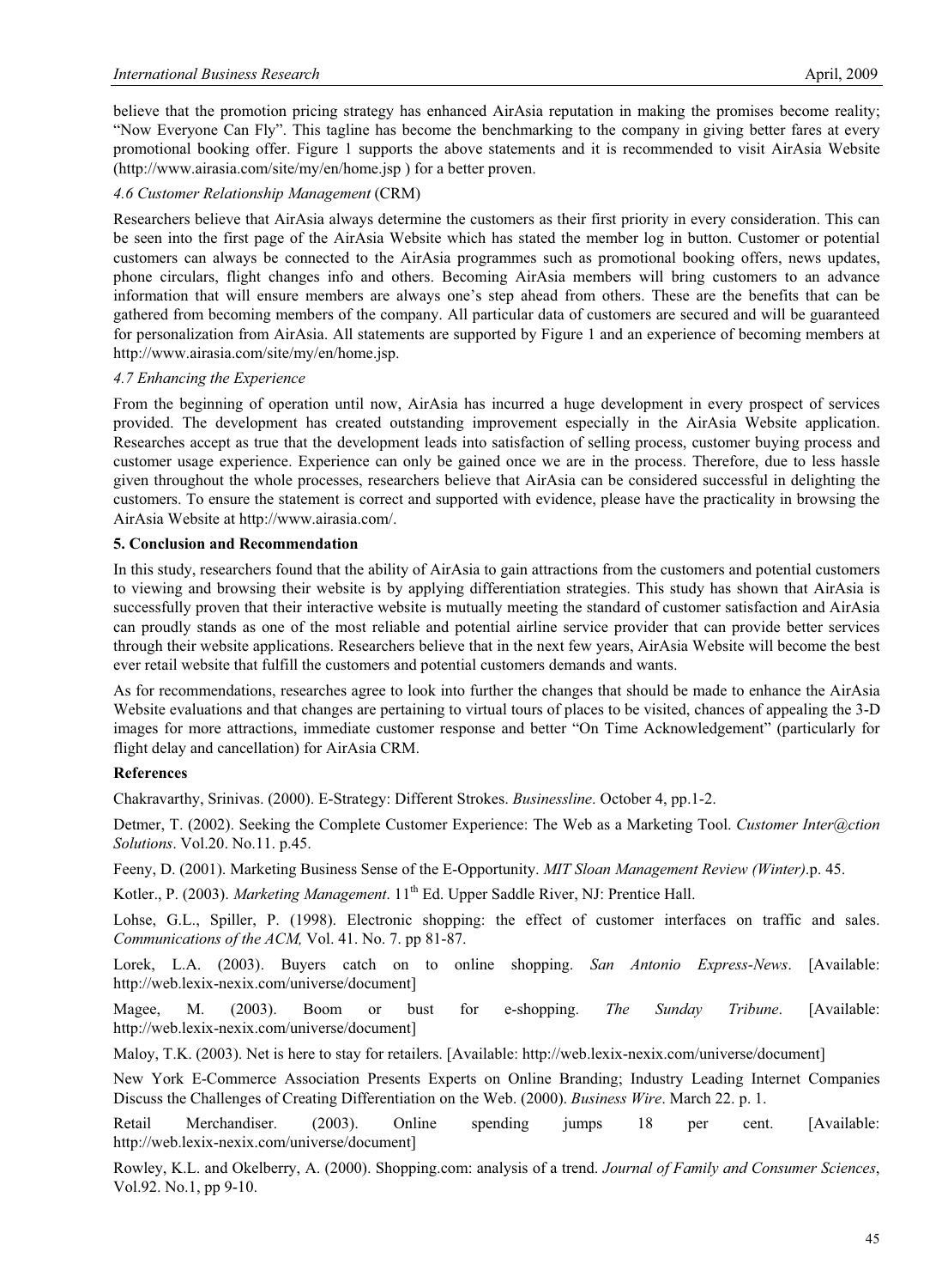believe that the promotion pricing strategy has enhanced AirAsia reputation in making the promises become reality; "Now Everyone Can Fly". This tagline has become the benchmarking to the company in giving better fares at every promotional booking offer. Figure 1 supports the above statements and it is recommended to visit AirAsia Website (http://www.airasia.com/site/my/en/home.jsp ) for a better proven.

### *4.6 Customer Relationship Management* (CRM)

Researchers believe that AirAsia always determine the customers as their first priority in every consideration. This can be seen into the first page of the AirAsia Website which has stated the member log in button. Customer or potential customers can always be connected to the AirAsia programmes such as promotional booking offers, news updates, phone circulars, flight changes info and others. Becoming AirAsia members will bring customers to an advance information that will ensure members are always one's step ahead from others. These are the benefits that can be gathered from becoming members of the company. All particular data of customers are secured and will be guaranteed for personalization from AirAsia. All statements are supported by Figure 1 and an experience of becoming members at http://www.airasia.com/site/my/en/home.jsp.

### *4.7 Enhancing the Experience*

From the beginning of operation until now, AirAsia has incurred a huge development in every prospect of services provided. The development has created outstanding improvement especially in the AirAsia Website application. Researches accept as true that the development leads into satisfaction of selling process, customer buying process and customer usage experience. Experience can only be gained once we are in the process. Therefore, due to less hassle given throughout the whole processes, researchers believe that AirAsia can be considered successful in delighting the customers. To ensure the statement is correct and supported with evidence, please have the practicality in browsing the AirAsia Website at http://www.airasia.com/.

## 5. Conclusion and Recommendation

In this study, researchers found that the ability of AirAsia to gain attractions from the customers and potential customers to viewing and browsing their website is by applying differentiation strategies. This study has shown that AirAsia is successfully proven that their interactive website is mutually meeting the standard of customer satisfaction and AirAsia can proudly stands as one of the most reliable and potential airline service provider that can provide better services through their website applications. Researchers believe that in the next few years, AirAsia Website will become the best ever retail website that fulfill the customers and potential customers demands and wants.

As for recommendations, researches agree to look into further the changes that should be made to enhance the AirAsia Website evaluations and that changes are pertaining to virtual tours of places to be visited, chances of appealing the 3-D images for more attractions, immediate customer response and better "On Time Acknowledgement" (particularly for flight delay and cancellation) for AirAsia CRM.

## References

Chakravarthy, Srinivas. (2000). E-Strategy: Different Strokes. *Businessline*. October 4, pp.1-2.

Detmer, T. (2002). Seeking the Complete Customer Experience: The Web as a Marketing Tool. *Customer Inter@ction Solutions*. Vol.20. No.11. p.45.

Feeny, D. (2001). Marketing Business Sense of the E-Opportunity. *MIT Sloan Management Review (Winter)*.p. 45.

Kotler., P. (2003). *Marketing Management*. 11th Ed. Upper Saddle River, NJ: Prentice Hall.

Lohse, G.L., Spiller, P. (1998). Electronic shopping: the effect of customer interfaces on traffic and sales. *Communications of the ACM,* Vol. 41. No. 7. pp 81-87.

Lorek, L.A. (2003). Buyers catch on to online shopping. *San Antonio Express-News*. [Available: http://web.lexix-nexix.com/universe/document]

Magee, M. (2003). Boom or bust for e-shopping. *The Sunday Tribune*. [Available: http://web.lexix-nexix.com/universe/document]

Maloy, T.K. (2003). Net is here to stay for retailers. [Available: http://web.lexix-nexix.com/universe/document]

New York E-Commerce Association Presents Experts on Online Branding; Industry Leading Internet Companies Discuss the Challenges of Creating Differentiation on the Web. (2000). *Business Wire*. March 22. p. 1.

Retail Merchandiser. (2003). Online spending jumps 18 per cent. [Available: http://web.lexix-nexix.com/universe/document]

Rowley, K.L. and Okelberry, A. (2000). Shopping.com: analysis of a trend. *Journal of Family and Consumer Sciences*, Vol.92. No.1, pp 9-10.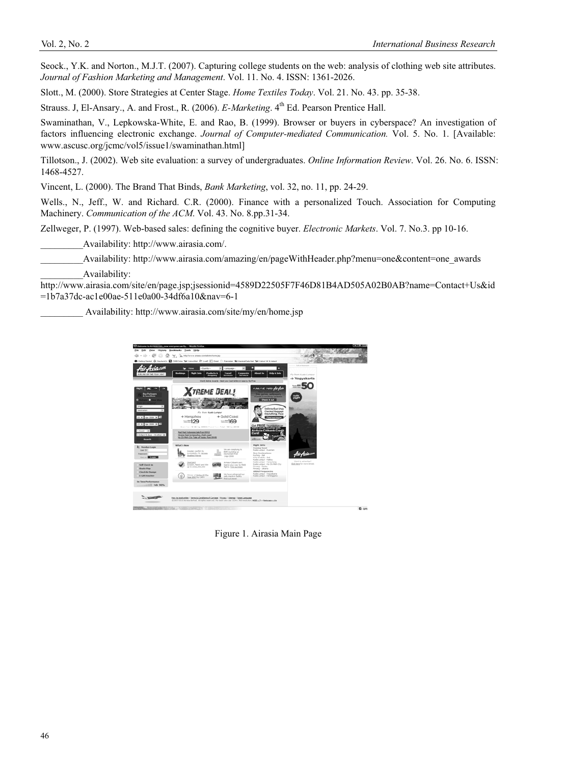Seock., Y.K. and Norton., M.J.T. (2007). Capturing college students on the web: analysis of clothing web site attributes. *Journal of Fashion Marketing and Management*. Vol. 11. No. 4. ISSN: 1361-2026.

Slott., M. (2000). Store Strategies at Center Stage. *Home Textiles Today*. Vol. 21. No. 43. pp. 35-38.

Strauss. J, El-Ansary., A. and Frost., R. (2006). *E-Marketing*. 4th Ed. Pearson Prentice Hall.

Swaminathan, V., Lepkowska-White, E. and Rao, B. (1999). Browser or buyers in cyberspace? An investigation of factors influencing electronic exchange. *Journal of Computer-mediated Communication.* Vol. 5. No. 1. [Available: www.ascusc.org/jcmc/vol5/issue1/swaminathan.html]

Tillotson., J. (2002). Web site evaluation: a survey of undergraduates. *Online Information Review*. Vol. 26. No. 6. ISSN: 1468-4527.

Vincent, L. (2000). The Brand That Binds, *Bank Marketing*, vol. 32, no. 11, pp. 24-29.

Wells., N., Jeff., W. and Richard. C.R. (2000). Finance with a personalized Touch. Association for Computing Machinery. *Communication of the ACM*. Vol. 43. No. 8.pp.31-34.

Zellweger, P. (1997). Web-based sales: defining the cognitive buyer. *Electronic Markets*. Vol. 7. No.3. pp 10-16.

_________Availability: http://www.airasia.com/.

_________Availability: http://www.airasia.com/amazing/en/pageWithHeader.php?menu=one&content=one_awards

_________Availability: http://www.airasia.com/site/en/page.jsp;jsessionid=4589D22505F7F46D81B4AD505A02B0AB?name=Contact+Us&id=1b7a37dc-ac1e00ae-511e0a00-34df6a10&nav=6-1

_________ Availability: http://www.airasia.com/site/my/en/home.jsp

Figure 1. Airasia Main Page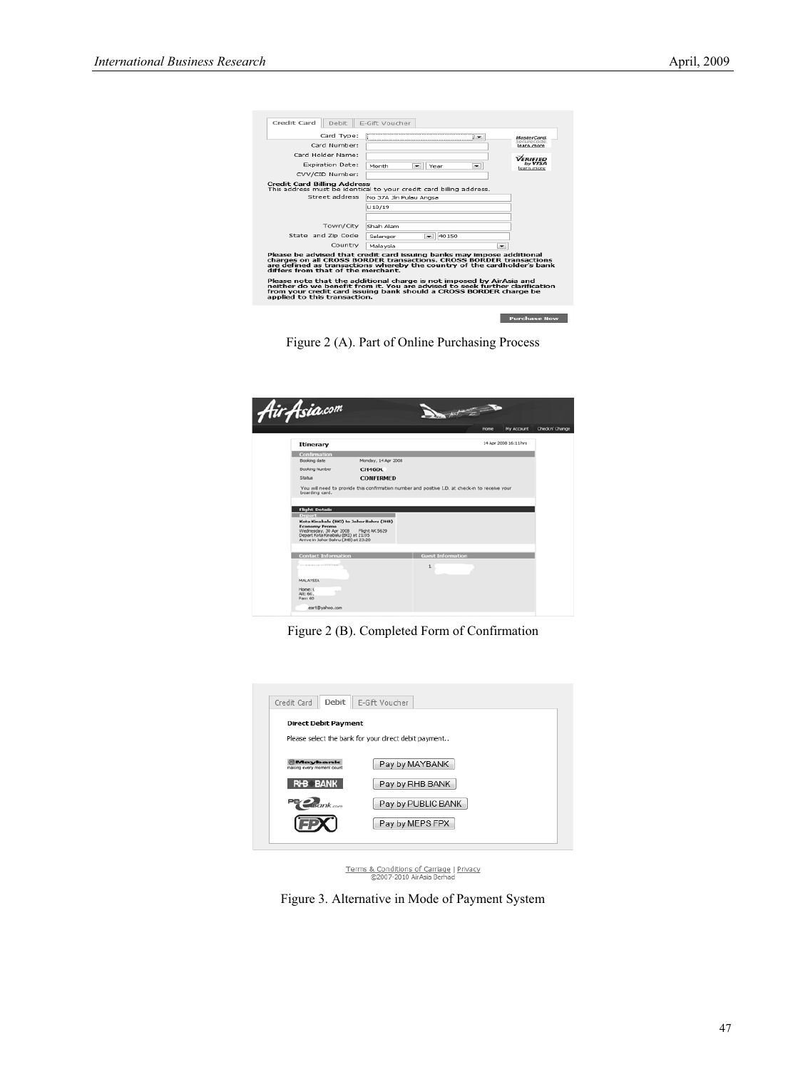Figure 2 (A). Part of Online Purchasing Process

Figure 2 (B). Completed Form of Confirmation

Figure 3. Alternative in Mode of Payment System